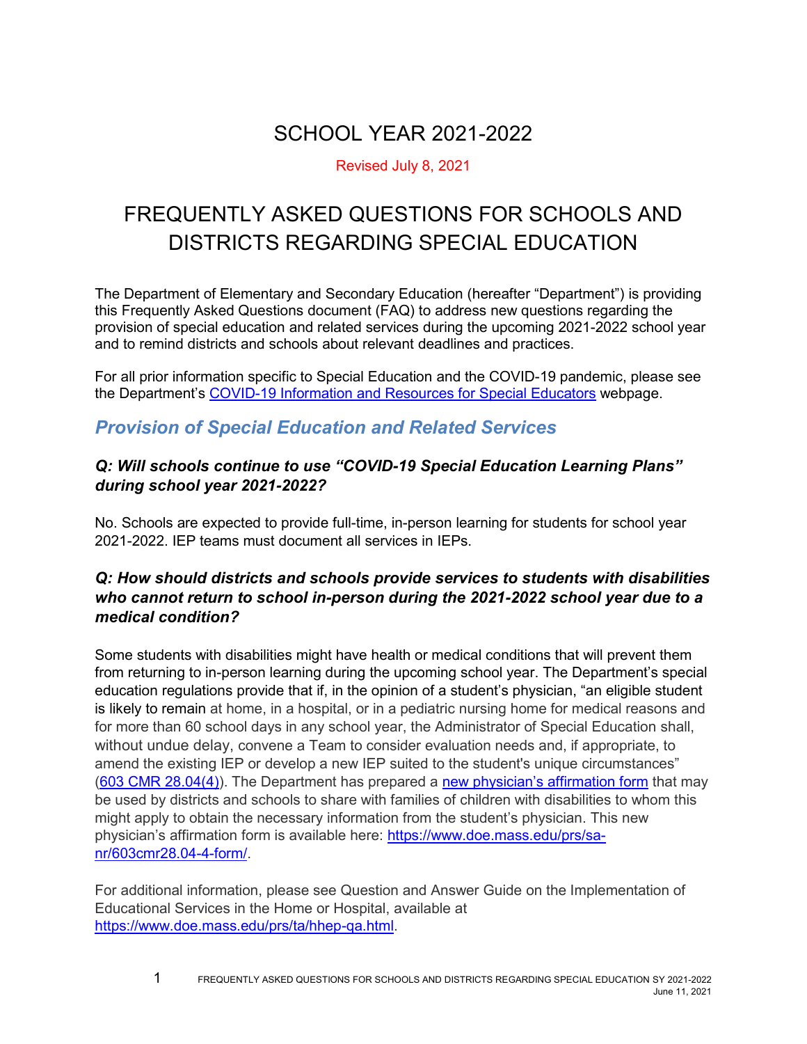# SCHOOL YEAR 2021-2022

Revised July 8, 2021

# FREQUENTLY ASKED QUESTIONS FOR SCHOOLS AND DISTRICTS REGARDING SPECIAL EDUCATION

The Department of Elementary and Secondary Education (hereafter "Department") is providing this Frequently Asked Questions document (FAQ) to address new questions regarding the provision of special education and related services during the upcoming 2021-2022 school year and to remind districts and schools about relevant deadlines and practices.

For all prior information specific to Special Education and the COVID-19 pandemic, please see the Department's [COVID-19 Information and Resources for Special Educators](#) webpage.

## *Provision of Special Education and Related Services*

### *Q: Will schools continue to use "COVID-19 Special Education Learning Plans" during school year 2021-2022?*

No. Schools are expected to provide full-time, in-person learning for students for school year 2021-2022. IEP teams must document all services in IEPs.

### *Q: How should districts and schools provide services to students with disabilities who cannot return to school in-person during the 2021-2022 school year due to a medical condition?*

Some students with disabilities might have health or medical conditions that will prevent them from returning to in-person learning during the upcoming school year. The Department's special education regulations provide that if, in the opinion of a student's physician, "an eligible student is likely to remain at home, in a hospital, or in a pediatric nursing home for medical reasons and for more than 60 school days in any school year, the Administrator of Special Education shall, without undue delay, convene a Team to consider evaluation needs and, if appropriate, to amend the existing IEP or develop a new IEP suited to the student's unique circumstances" ([603 CMR 28.04(4)](#)). The Department has prepared a [new physician's affirmation form](#) that may be used by districts and schools to share with families of children with disabilities to whom this might apply to obtain the necessary information from the student's physician. This new physician's affirmation form is available here: https://www.doe.mass.edu/prs/sa-nr/603cmr28.04-4-form/.

For additional information, please see Question and Answer Guide on the Implementation of Educational Services in the Home or Hospital, available at https://www.doe.mass.edu/prs/ta/hhep-qa.html.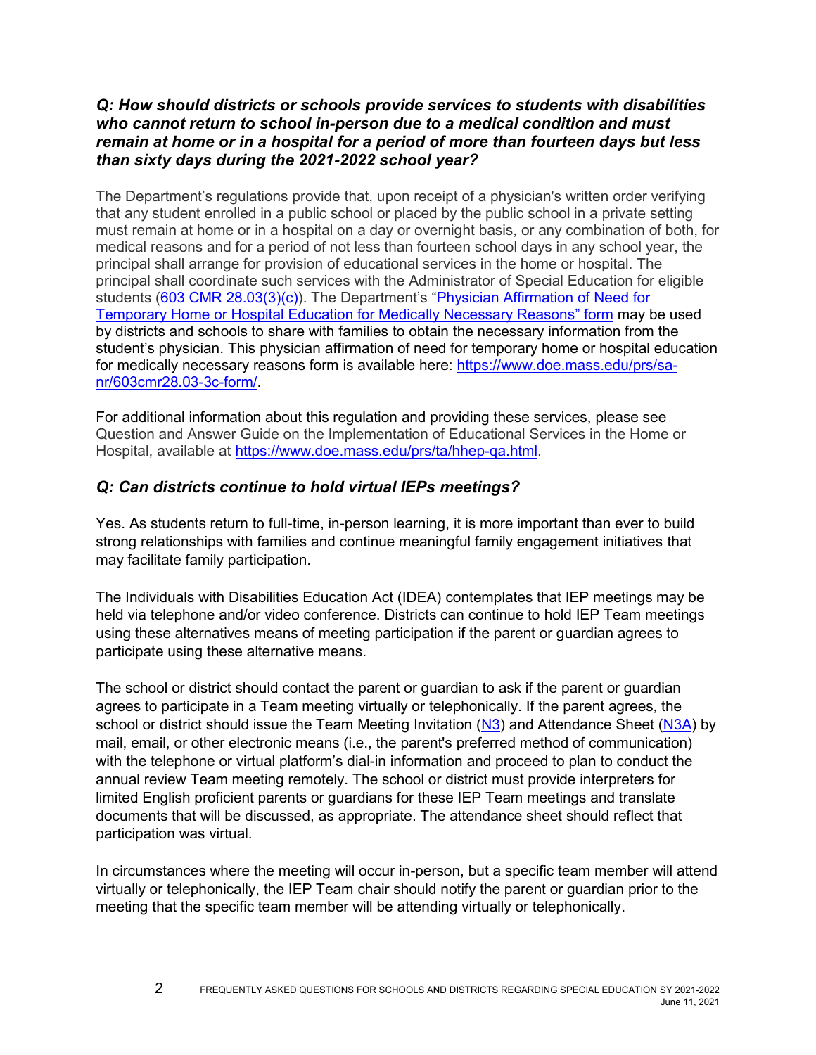### *Q: How should districts or schools provide services to students with disabilities who cannot return to school in-person due to a medical condition and must remain at home or in a hospital for a period of more than fourteen days but less than sixty days during the 2021-2022 school year?*

The Department's regulations provide that, upon receipt of a physician's written order verifying that any student enrolled in a public school or placed by the public school in a private setting must remain at home or in a hospital on a day or overnight basis, or any combination of both, for medical reasons and for a period of not less than fourteen school days in any school year, the principal shall arrange for provision of educational services in the home or hospital. The principal shall coordinate such services with the Administrator of Special Education for eligible students ([603 CMR 28.03(3)(c)](603 CMR 28.03(3)(c))). The Department's "[Physician Affirmation of Need for Temporary Home or Hospital Education for Medically Necessary Reasons" form](Physician Affirmation of Need for Temporary Home or Hospital Education for Medically Necessary Reasons" form) may be used by districts and schools to share with families to obtain the necessary information from the student's physician. This physician affirmation of need for temporary home or hospital education for medically necessary reasons form is available here: [https://www.doe.mass.edu/prs/sa-nr/603cmr28.03-3c-form/](https://www.doe.mass.edu/prs/sa-nr/603cmr28.03-3c-form/).

For additional information about this regulation and providing these services, please see Question and Answer Guide on the Implementation of Educational Services in the Home or Hospital, available at [https://www.doe.mass.edu/prs/ta/hhep-qa.html](https://www.doe.mass.edu/prs/ta/hhep-qa.html).

### *Q: Can districts continue to hold virtual IEPs meetings?*

Yes. As students return to full-time, in-person learning, it is more important than ever to build strong relationships with families and continue meaningful family engagement initiatives that may facilitate family participation.

The Individuals with Disabilities Education Act (IDEA) contemplates that IEP meetings may be held via telephone and/or video conference. Districts can continue to hold IEP Team meetings using these alternatives means of meeting participation if the parent or guardian agrees to participate using these alternative means.

The school or district should contact the parent or guardian to ask if the parent or guardian agrees to participate in a Team meeting virtually or telephonically. If the parent agrees, the school or district should issue the Team Meeting Invitation ([N3](N3)) and Attendance Sheet ([N3A](N3A)) by mail, email, or other electronic means (i.e., the parent's preferred method of communication) with the telephone or virtual platform's dial-in information and proceed to plan to conduct the annual review Team meeting remotely. The school or district must provide interpreters for limited English proficient parents or guardians for these IEP Team meetings and translate documents that will be discussed, as appropriate. The attendance sheet should reflect that participation was virtual.

In circumstances where the meeting will occur in-person, but a specific team member will attend virtually or telephonically, the IEP Team chair should notify the parent or guardian prior to the meeting that the specific team member will be attending virtually or telephonically.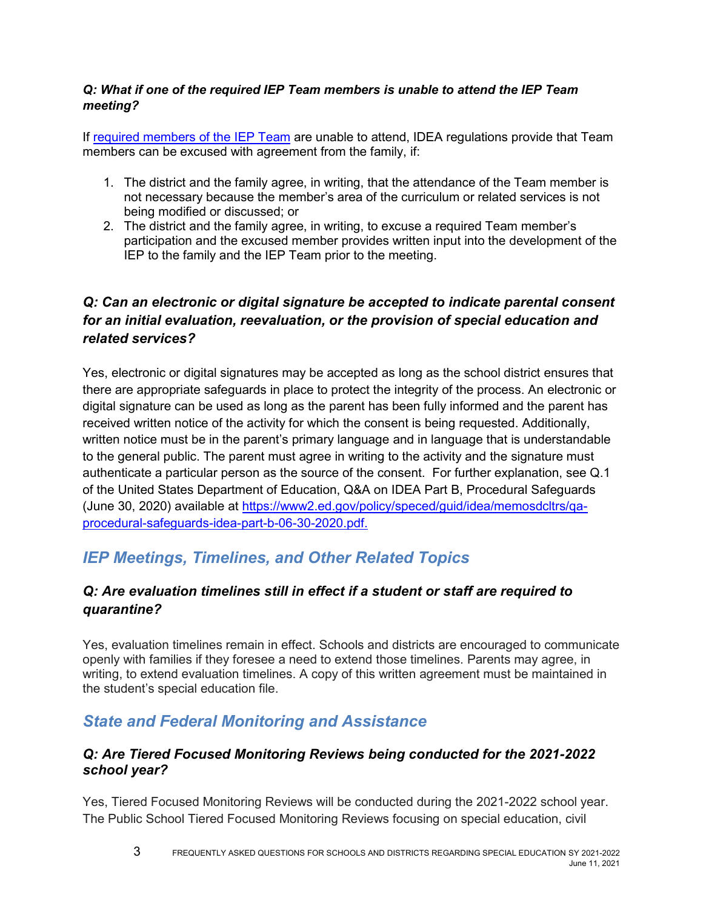### *Q: What if one of the required IEP Team members is unable to attend the IEP Team meeting?*

If [required members of the IEP Team]() are unable to attend, IDEA regulations provide that Team members can be excused with agreement from the family, if:

1. The district and the family agree, in writing, that the attendance of the Team member is not necessary because the member's area of the curriculum or related services is not being modified or discussed; or
2. The district and the family agree, in writing, to excuse a required Team member's participation and the excused member provides written input into the development of the IEP to the family and the IEP Team prior to the meeting.

### *Q: Can an electronic or digital signature be accepted to indicate parental consent for an initial evaluation, reevaluation, or the provision of special education and related services?*

Yes, electronic or digital signatures may be accepted as long as the school district ensures that there are appropriate safeguards in place to protect the integrity of the process. An electronic or digital signature can be used as long as the parent has been fully informed and the parent has received written notice of the activity for which the consent is being requested. Additionally, written notice must be in the parent's primary language and in language that is understandable to the general public. The parent must agree in writing to the activity and the signature must authenticate a particular person as the source of the consent. For further explanation, see Q.1 of the United States Department of Education, Q&A on IDEA Part B, Procedural Safeguards (June 30, 2020) available at [https://www2.ed.gov/policy/speced/guid/idea/memosdcltrs/qa-procedural-safeguards-idea-part-b-06-30-2020.pdf.](https://www2.ed.gov/policy/speced/guid/idea/memosdcltrs/qa-procedural-safeguards-idea-part-b-06-30-2020.pdf)

## *IEP Meetings, Timelines, and Other Related Topics*

### *Q: Are evaluation timelines still in effect if a student or staff are required to quarantine?*

Yes, evaluation timelines remain in effect. Schools and districts are encouraged to communicate openly with families if they foresee a need to extend those timelines. Parents may agree, in writing, to extend evaluation timelines. A copy of this written agreement must be maintained in the student's special education file.

## *State and Federal Monitoring and Assistance*

### *Q: Are Tiered Focused Monitoring Reviews being conducted for the 2021-2022 school year?*

Yes, Tiered Focused Monitoring Reviews will be conducted during the 2021-2022 school year. The Public School Tiered Focused Monitoring Reviews focusing on special education, civil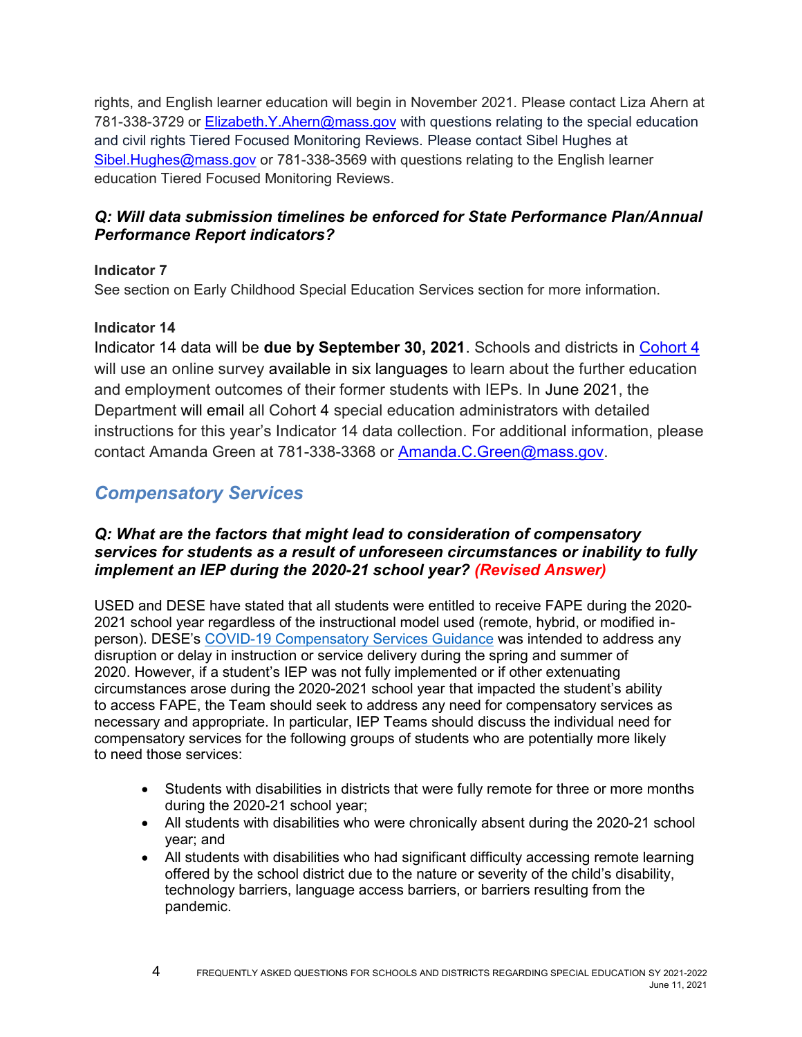rights, and English learner education will begin in November 2021. Please contact Liza Ahern at 781-338-3729 or [Elizabeth.Y.Ahern@mass.gov](mailto:Elizabeth.Y.Ahern@mass.gov) with questions relating to the special education and civil rights Tiered Focused Monitoring Reviews. Please contact Sibel Hughes at [Sibel.Hughes@mass.gov](mailto:Sibel.Hughes@mass.gov) or 781-338-3569 with questions relating to the English learner education Tiered Focused Monitoring Reviews.

### *Q: Will data submission timelines be enforced for State Performance Plan/Annual Performance Report indicators?*

**Indicator 7**

See section on Early Childhood Special Education Services section for more information.

**Indicator 14**

Indicator 14 data will be **due by September 30, 2021**. Schools and districts in Cohort 4 will use an online survey available in six languages to learn about the further education and employment outcomes of their former students with IEPs. In June 2021, the Department will email all Cohort 4 special education administrators with detailed instructions for this year's Indicator 14 data collection. For additional information, please contact Amanda Green at 781-338-3368 or [Amanda.C.Green@mass.gov](mailto:Amanda.C.Green@mass.gov).

## *Compensatory Services*

### *Q: What are the factors that might lead to consideration of compensatory services for students as a result of unforeseen circumstances or inability to fully implement an IEP during the 2020-21 school year? (Revised Answer)*

USED and DESE have stated that all students were entitled to receive FAPE during the 2020-2021 school year regardless of the instructional model used (remote, hybrid, or modified in-person). DESE's COVID-19 Compensatory Services Guidance was intended to address any disruption or delay in instruction or service delivery during the spring and summer of 2020. However, if a student's IEP was not fully implemented or if other extenuating circumstances arose during the 2020-2021 school year that impacted the student's ability to access FAPE, the Team should seek to address any need for compensatory services as necessary and appropriate. In particular, IEP Teams should discuss the individual need for compensatory services for the following groups of students who are potentially more likely to need those services:

- Students with disabilities in districts that were fully remote for three or more months during the 2020-21 school year;
- All students with disabilities who were chronically absent during the 2020-21 school year; and
- All students with disabilities who had significant difficulty accessing remote learning offered by the school district due to the nature or severity of the child's disability, technology barriers, language access barriers, or barriers resulting from the pandemic.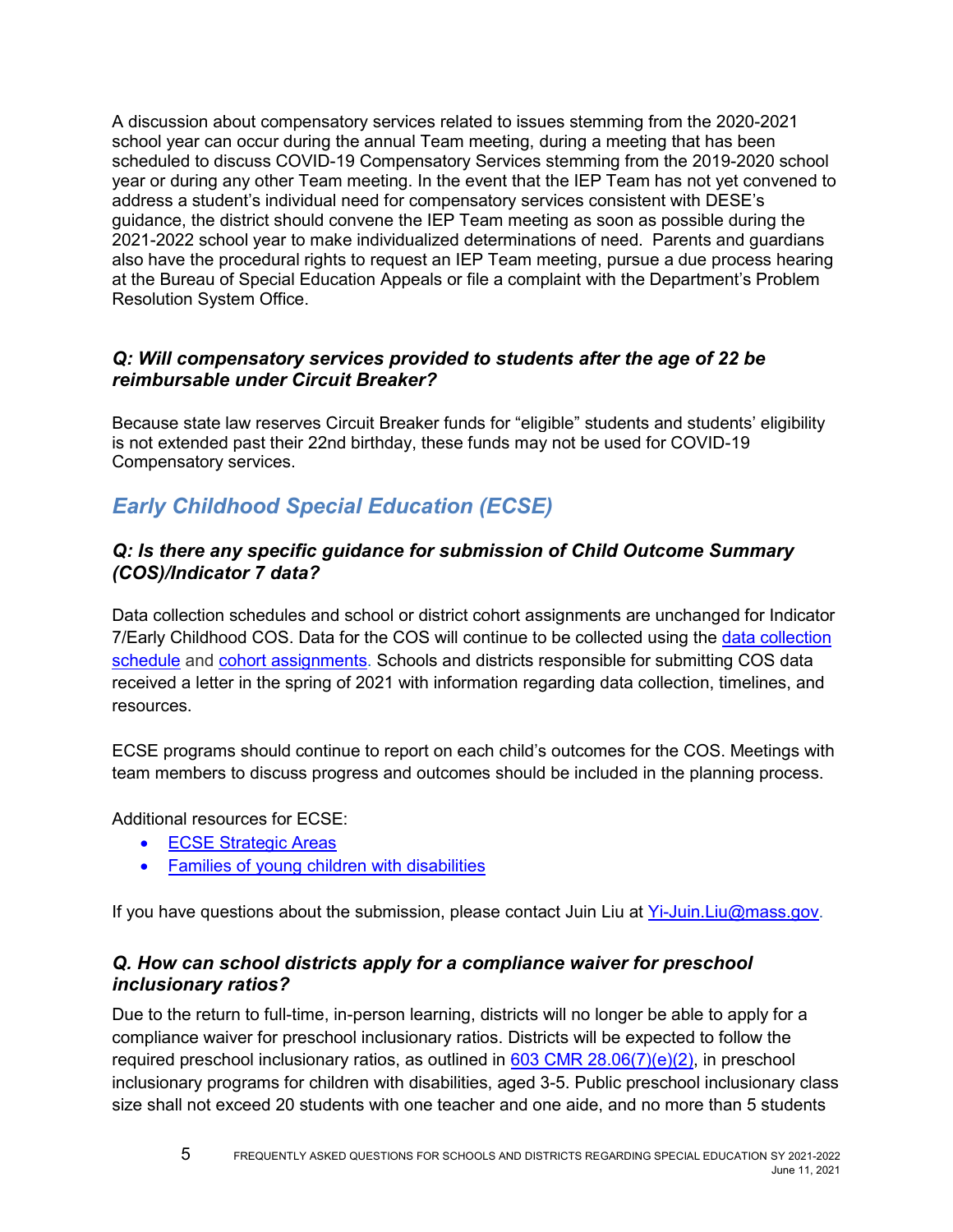A discussion about compensatory services related to issues stemming from the 2020-2021 school year can occur during the annual Team meeting, during a meeting that has been scheduled to discuss COVID-19 Compensatory Services stemming from the 2019-2020 school year or during any other Team meeting. In the event that the IEP Team has not yet convened to address a student's individual need for compensatory services consistent with DESE's guidance, the district should convene the IEP Team meeting as soon as possible during the 2021-2022 school year to make individualized determinations of need. Parents and guardians also have the procedural rights to request an IEP Team meeting, pursue a due process hearing at the Bureau of Special Education Appeals or file a complaint with the Department's Problem Resolution System Office.

### *Q: Will compensatory services provided to students after the age of 22 be reimbursable under Circuit Breaker?*

Because state law reserves Circuit Breaker funds for "eligible" students and students' eligibility is not extended past their 22nd birthday, these funds may not be used for COVID-19 Compensatory services.

## *Early Childhood Special Education (ECSE)*

### *Q: Is there any specific guidance for submission of Child Outcome Summary (COS)/Indicator 7 data?*

Data collection schedules and school or district cohort assignments are unchanged for Indicator 7/Early Childhood COS. Data for the COS will continue to be collected using the [data collection schedule] and [cohort assignments]. Schools and districts responsible for submitting COS data received a letter in the spring of 2021 with information regarding data collection, timelines, and resources.

ECSE programs should continue to report on each child's outcomes for the COS. Meetings with team members to discuss progress and outcomes should be included in the planning process.

Additional resources for ECSE:

- [ECSE Strategic Areas]
- [Families of young children with disabilities]

If you have questions about the submission, please contact Juin Liu at Yi-Juin.Liu@mass.gov.

### *Q. How can school districts apply for a compliance waiver for preschool inclusionary ratios?*

Due to the return to full-time, in-person learning, districts will no longer be able to apply for a compliance waiver for preschool inclusionary ratios. Districts will be expected to follow the required preschool inclusionary ratios, as outlined in [603 CMR 28.06(7)(e)(2)], in preschool inclusionary programs for children with disabilities, aged 3-5. Public preschool inclusionary class size shall not exceed 20 students with one teacher and one aide, and no more than 5 students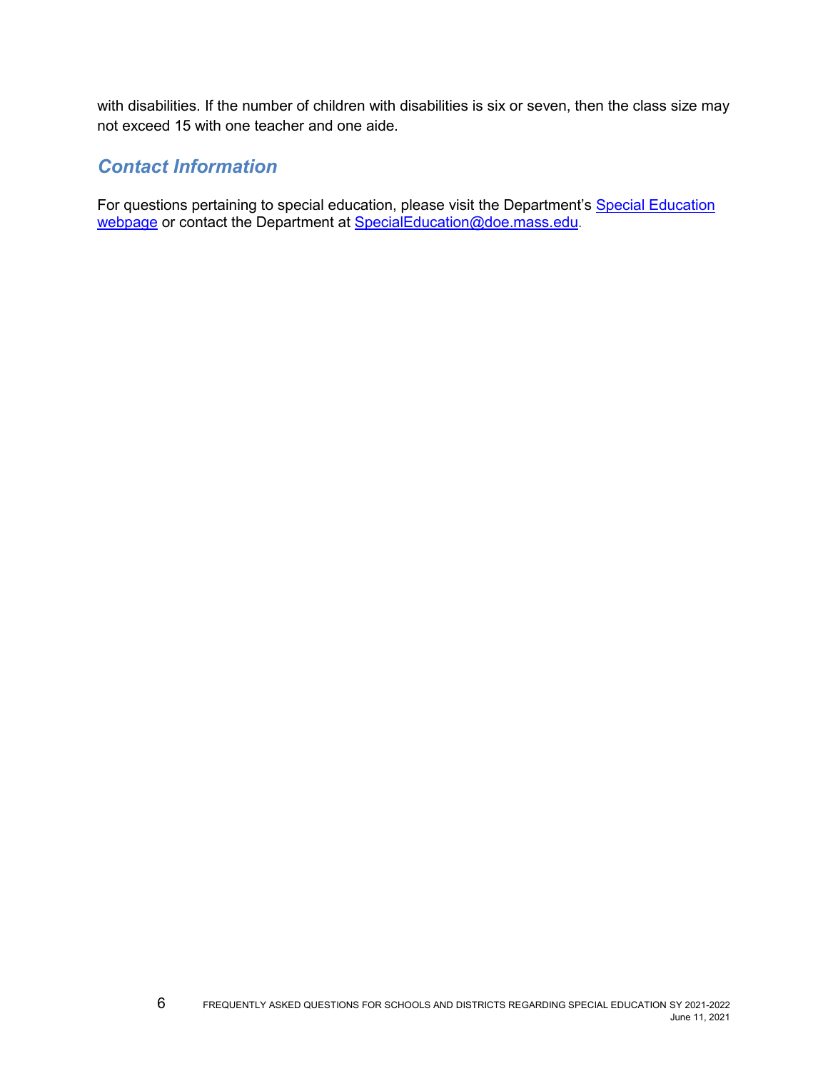with disabilities. If the number of children with disabilities is six or seven, then the class size may not exceed 15 with one teacher and one aide.

## Contact Information

For questions pertaining to special education, please visit the Department's Special Education webpage or contact the Department at SpecialEducation@doe.mass.edu.